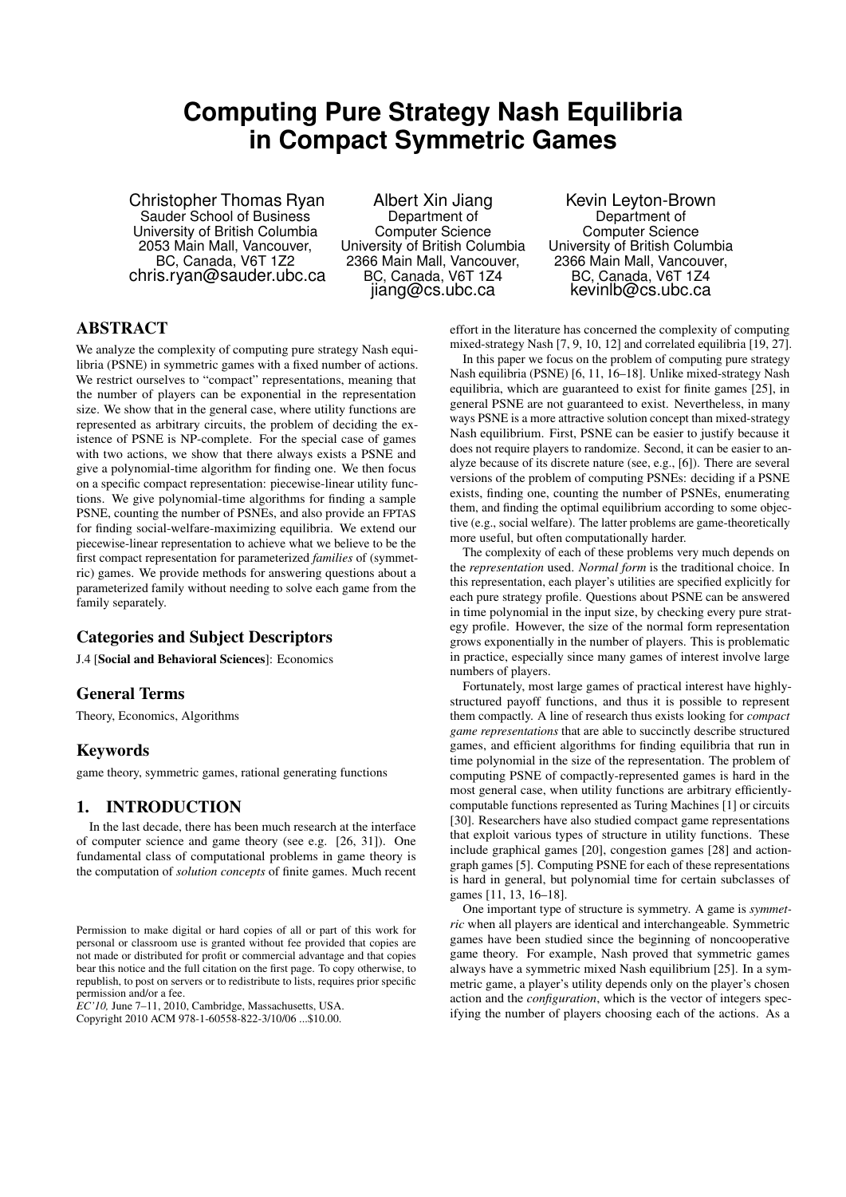# Computing Pure Strategy Nash Equilibria in Compact Symmetric Games

Christopher Thomas Ryan
Sauder School of Business
University of British Columbia
2053 Main Mall, Vancouver, BC, Canada, V6T 1Z2
chris.ryan@sauder.ubc.ca

Albert Xin Jiang
Department of Computer Science
University of British Columbia
2366 Main Mall, Vancouver, BC, Canada, V6T 1Z4
jiang@cs.ubc.ca

Kevin Leyton-Brown
Department of Computer Science
University of British Columbia
2366 Main Mall, Vancouver, BC, Canada, V6T 1Z4
kevinlb@cs.ubc.ca

## ABSTRACT

We analyze the complexity of computing pure strategy Nash equilibria (PSNE) in symmetric games with a fixed number of actions. We restrict ourselves to "compact" representations, meaning that the number of players can be exponential in the representation size. We show that in the general case, where utility functions are represented as arbitrary circuits, the problem of deciding the existence of PSNE is NP-complete. For the special case of games with two actions, we show that there always exists a PSNE and give a polynomial-time algorithm for finding one. We then focus on a specific compact representation: piecewise-linear utility functions. We give polynomial-time algorithms for finding a sample PSNE, counting the number of PSNEs, and also provide an FPTAS for finding social-welfare-maximizing equilibria. We extend our piecewise-linear representation to achieve what we believe to be the first compact representation for parameterized *families* of (symmetric) games. We provide methods for answering questions about a parameterized family without needing to solve each game from the family separately.

### Categories and Subject Descriptors

J.4 [**Social and Behavioral Sciences**]: Economics

### General Terms

Theory, Economics, Algorithms

### Keywords

game theory, symmetric games, rational generating functions

## 1. INTRODUCTION

In the last decade, there has been much research at the interface of computer science and game theory (see e.g. [26, 31]). One fundamental class of computational problems in game theory is the computation of *solution concepts* of finite games. Much recent effort in the literature has concerned the complexity of computing mixed-strategy Nash [7, 9, 10, 12] and correlated equilibria [19, 27].

In this paper we focus on the problem of computing pure strategy Nash equilibria (PSNE) [6, 11, 16–18]. Unlike mixed-strategy Nash equilibria, which are guaranteed to exist for finite games [25], in general PSNE are not guaranteed to exist. Nevertheless, in many ways PSNE is a more attractive solution concept than mixed-strategy Nash equilibrium. First, PSNE can be easier to justify because it does not require players to randomize. Second, it can be easier to analyze because of its discrete nature (see, e.g., [6]). There are several versions of the problem of computing PSNEs: deciding if a PSNE exists, finding one, counting the number of PSNEs, enumerating them, and finding the optimal equilibrium according to some objective (e.g., social welfare). The latter problems are game-theoretically more useful, but often computationally harder.

The complexity of each of these problems very much depends on the *representation* used. *Normal form* is the traditional choice. In this representation, each player's utilities are specified explicitly for each pure strategy profile. Questions about PSNE can be answered in time polynomial in the input size, by checking every pure strategy profile. However, the size of the normal form representation grows exponentially in the number of players. This is problematic in practice, especially since many games of interest involve large numbers of players.

Fortunately, most large games of practical interest have highly-structured payoff functions, and thus it is possible to represent them compactly. A line of research thus exists looking for *compact game representations* that are able to succinctly describe structured games, and efficient algorithms for finding equilibria that run in time polynomial in the size of the representation. The problem of computing PSNE of compactly-represented games is hard in the most general case, when utility functions are arbitrary efficiently-computable functions represented as Turing Machines [1] or circuits [30]. Researchers have also studied compact game representations that exploit various types of structure in utility functions. These include graphical games [20], congestion games [28] and action-graph games [5]. Computing PSNE for each of these representations is hard in general, but polynomial time for certain subclasses of games [11, 13, 16–18].

One important type of structure is symmetry. A game is *symmetric* when all players are identical and interchangeable. Symmetric games have been studied since the beginning of noncooperative game theory. For example, Nash proved that symmetric games always have a symmetric mixed Nash equilibrium [25]. In a symmetric game, a player's utility depends only on the player's chosen action and the *configuration*, which is the vector of integers specifying the number of players choosing each of the actions. As a

Permission to make digital or hard copies of all or part of this work for personal or classroom use is granted without fee provided that copies are not made or distributed for profit or commercial advantage and that copies bear this notice and the full citation on the first page. To copy otherwise, to republish, to post on servers or to redistribute to lists, requires prior specific permission and/or a fee.
*EC'10,* June 7–11, 2010, Cambridge, Massachusetts, USA.
Copyright 2010 ACM 978-1-60558-822-3/10/06 ...$10.00.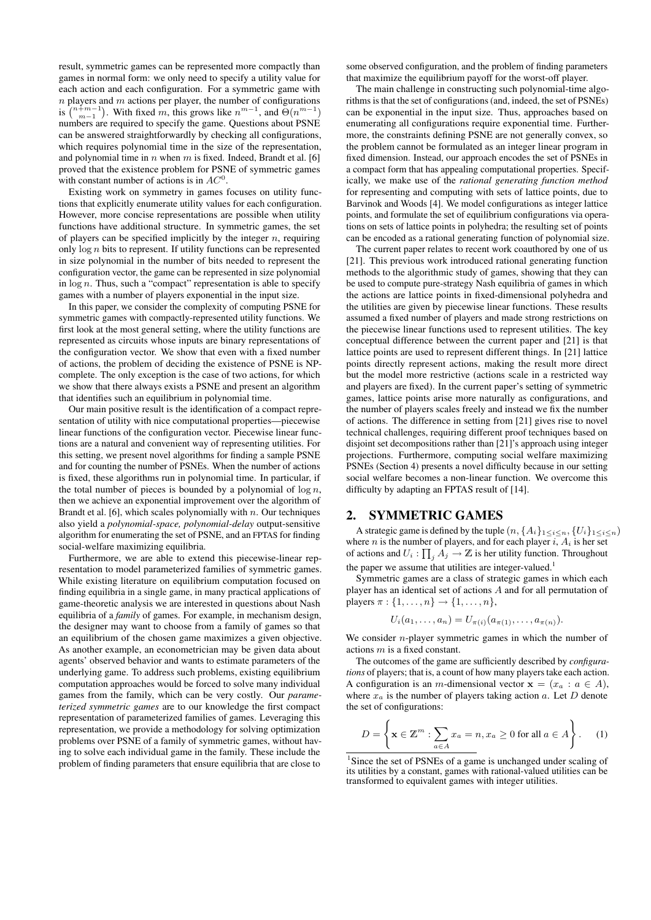result, symmetric games can be represented more compactly than games in normal form: we only need to specify a utility value for each action and each configuration. For a symmetric game with $n$ players and $m$ actions per player, the number of configurations is $\binom{n+m-1}{m-1}$. With fixed $m$, this grows like $n^{m-1}$, and $\Theta(n^{m-1})$ numbers are required to specify the game. Questions about PSNE can be answered straightforwardly by checking all configurations, which requires polynomial time in the size of the representation, and polynomial time in $n$ when $m$ is fixed. Indeed, Brandt et al. [6] proved that the existence problem for PSNE of symmetric games with constant number of actions is in $AC^0$.

Existing work on symmetry in games focuses on utility functions that explicitly enumerate utility values for each configuration. However, more concise representations are possible when utility functions have additional structure. In symmetric games, the set of players can be specified implicitly by the integer $n$, requiring only $\log n$ bits to represent. If utility functions can be represented in size polynomial in the number of bits needed to represent the configuration vector, the game can be represented in size polynomial in $\log n$. Thus, such a "compact" representation is able to specify games with a number of players exponential in the input size.

In this paper, we consider the complexity of computing PSNE for symmetric games with compactly-represented utility functions. We first look at the most general setting, where the utility functions are represented as circuits whose inputs are binary representations of the configuration vector. We show that even with a fixed number of actions, the problem of deciding the existence of PSNE is NP-complete. The only exception is the case of two actions, for which we show that there always exists a PSNE and present an algorithm that identifies such an equilibrium in polynomial time.

Our main positive result is the identification of a compact representation of utility with nice computational properties—piecewise linear functions of the configuration vector. Piecewise linear functions are a natural and convenient way of representing utilities. For this setting, we present novel algorithms for finding a sample PSNE and for counting the number of PSNEs. When the number of actions is fixed, these algorithms run in polynomial time. In particular, if the total number of pieces is bounded by a polynomial of $\log n$, then we achieve an exponential improvement over the algorithm of Brandt et al. [6], which scales polynomially with $n$. Our techniques also yield a *polynomial-space, polynomial-delay* output-sensitive algorithm for enumerating the set of PSNE, and an FPTAS for finding social-welfare maximizing equilibria.

Furthermore, we are able to extend this piecewise-linear representation to model parameterized families of symmetric games. While existing literature on equilibrium computation focused on finding equilibria in a single game, in many practical applications of game-theoretic analysis we are interested in questions about Nash equilibria of a *family* of games. For example, in mechanism design, the designer may want to choose from a family of games so that an equilibrium of the chosen game maximizes a given objective. As another example, an econometrician may be given data about agents' observed behavior and wants to estimate parameters of the underlying game. To address such problems, existing equilibrium computation approaches would be forced to solve many individual games from the family, which can be very costly. Our *parameterized symmetric games* are to our knowledge the first compact representation of parameterized families of games. Leveraging this representation, we provide a methodology for solving optimization problems over PSNE of a family of symmetric games, without having to solve each individual game in the family. These include the problem of finding parameters that ensure equilibria that are close to some observed configuration, and the problem of finding parameters that maximize the equilibrium payoff for the worst-off player.

The main challenge in constructing such polynomial-time algorithms is that the set of configurations (and, indeed, the set of PSNEs) can be exponential in the input size. Thus, approaches based on enumerating all configurations require exponential time. Furthermore, the constraints defining PSNE are not generally convex, so the problem cannot be formulated as an integer linear program in fixed dimension. Instead, our approach encodes the set of PSNEs in a compact form that has appealing computational properties. Specifically, we make use of the *rational generating function method* for representing and computing with sets of lattice points, due to Barvinok and Woods [4]. We model configurations as integer lattice points, and formulate the set of equilibrium configurations via operations on sets of lattice points in polyhedra; the resulting set of points can be encoded as a rational generating function of polynomial size.

The current paper relates to recent work coauthored by one of us [21]. This previous work introduced rational generating function methods to the algorithmic study of games, showing that they can be used to compute pure-strategy Nash equilibria of games in which the actions are lattice points in fixed-dimensional polyhedra and the utilities are given by piecewise linear functions. These results assumed a fixed number of players and made strong restrictions on the piecewise linear functions used to represent utilities. The key conceptual difference between the current paper and [21] is that lattice points are used to represent different things. In [21] lattice points directly represent actions, making the result more direct but the model more restrictive (actions scale in a restricted way and players are fixed). In the current paper's setting of symmetric games, lattice points arise more naturally as configurations, and the number of players scales freely and instead we fix the number of actions. The difference in setting from [21] gives rise to novel technical challenges, requiring different proof techniques based on disjoint set decompositions rather than [21]'s approach using integer projections. Furthermore, computing social welfare maximizing PSNEs (Section 4) presents a novel difficulty because in our setting social welfare becomes a non-linear function. We overcome this difficulty by adapting an FPTAS result of [14].

## 2. SYMMETRIC GAMES

A strategic game is defined by the tuple $(n, \{A_i\}_{1\le i\le n}, \{U_i\}_{1\le i\le n})$ where $n$ is the number of players, and for each player $i$, $A_i$ is her set of actions and $U_i : \prod_j A_j \to \mathbb{Z}$ is her utility function. Throughout the paper we assume that utilities are integer-valued.[1]

Symmetric games are a class of strategic games in which each player has an identical set of actions $A$ and for all permutation of players $\pi : \{1, \ldots, n\} \to \{1, \ldots, n\}$,

$$U_i(a_1, \ldots, a_n) = U_{\pi(i)}(a_{\pi(1)}, \ldots, a_{\pi(n)}).$$

We consider $n$-player symmetric games in which the number of actions $m$ is a fixed constant.

The outcomes of the game are sufficiently described by *configurations* of players; that is, a count of how many players take each action. A configuration is an $m$-dimensional vector $\mathbf{x} = (x_a : a \in A)$, where $x_a$ is the number of players taking action $a$. Let $D$ denote the set of configurations:

$$D = \left\{ \mathbf{x} \in \mathbb{Z}^m : \sum_{a\in A} x_a = n, x_a \ge 0 \text{ for all } a \in A \right\}. \quad (1)$$

[1] Since the set of PSNEs of a game is unchanged under scaling of its utilities by a constant, games with rational-valued utilities can be transformed to equivalent games with integer utilities.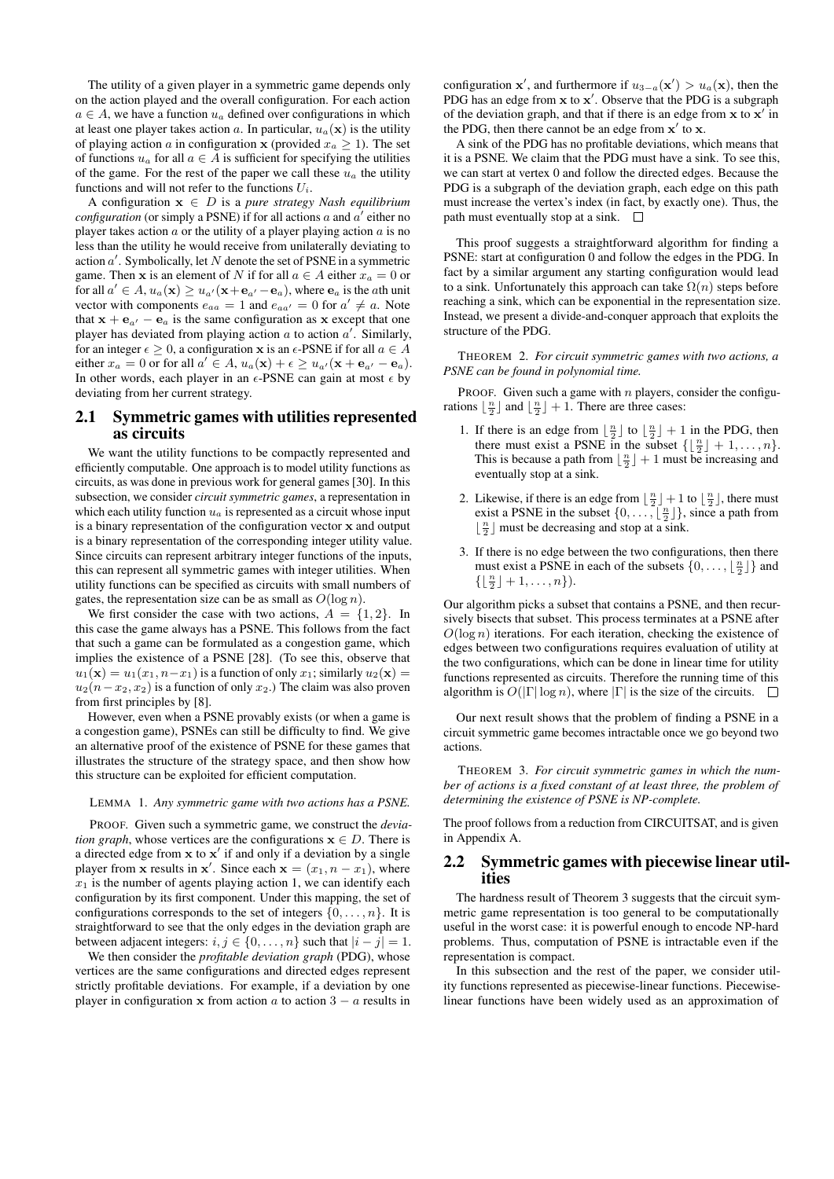The utility of a given player in a symmetric game depends only on the action played and the overall configuration. For each action $a \in A$, we have a function $u_a$ defined over configurations in which at least one player takes action $a$. In particular, $u_a(\mathbf{x})$ is the utility of playing action $a$ in configuration $\mathbf{x}$ (provided $x_a \geq 1$). The set of functions $u_a$ for all $a \in A$ is sufficient for specifying the utilities of the game. For the rest of the paper we call these $u_a$ the utility functions and will not refer to the functions $U_i$.

A configuration $\mathbf{x} \in D$ is a *pure strategy Nash equilibrium configuration* (or simply a PSNE) if for all actions $a$ and $a'$ either no player takes action $a$ or the utility of a player playing action $a$ is no less than the utility he would receive from unilaterally deviating to action $a'$. Symbolically, let $N$ denote the set of PSNE in a symmetric game. Then $\mathbf{x}$ is an element of $N$ if for all $a \in A$ either $x_a = 0$ or for all $a' \in A$, $u_a(\mathbf{x}) \geq u_{a'}(\mathbf{x} + \mathbf{e}_{a'} - \mathbf{e}_a)$, where $\mathbf{e}_a$ is the $a$th unit vector with components $e_{aa} = 1$ and $e_{aa'} = 0$ for $a' \neq a$. Note that $\mathbf{x} + \mathbf{e}_{a'} - \mathbf{e}_a$ is the same configuration as $\mathbf{x}$ except that one player has deviated from playing action $a$ to action $a'$. Similarly, for an integer $\epsilon \geq 0$, a configuration $\mathbf{x}$ is an $\epsilon$-PSNE if for all $a \in A$ either $x_a = 0$ or for all $a' \in A$, $u_a(\mathbf{x}) + \epsilon \geq u_{a'}(\mathbf{x} + \mathbf{e}_{a'} - \mathbf{e}_a)$. In other words, each player in an $\epsilon$-PSNE can gain at most $\epsilon$ by deviating from her current strategy.

## 2.1 Symmetric games with utilities represented as circuits

We want the utility functions to be compactly represented and efficiently computable. One approach is to model utility functions as circuits, as was done in previous work for general games [30]. In this subsection, we consider *circuit symmetric games*, a representation in which each utility function $u_a$ is represented as a circuit whose input is a binary representation of the configuration vector $\mathbf{x}$ and output is a binary representation of the corresponding integer utility value. Since circuits can represent arbitrary integer functions of the inputs, this can represent all symmetric games with integer utilities. When utility functions can be specified as circuits with small numbers of gates, the representation size can be as small as $O(\log n)$.

We first consider the case with two actions, $A = \{1, 2\}$. In this case the game always has a PSNE. This follows from the fact that such a game can be formulated as a congestion game, which implies the existence of a PSNE [28]. (To see this, observe that $u_1(\mathbf{x}) = u_1(x_1, n - x_1)$ is a function of only $x_1$; similarly $u_2(\mathbf{x}) = u_2(n - x_2, x_2)$ is a function of only $x_2$.) The claim was also proven from first principles by [8].

However, even when a PSNE provably exists (or when a game is a congestion game), PSNEs can still be difficulty to find. We give an alternative proof of the existence of PSNE for these games that illustrates the structure of the strategy space, and then show how this structure can be exploited for efficient computation.

LEMMA 1. *Any symmetric game with two actions has a PSNE.*

PROOF. Given such a symmetric game, we construct the *deviation graph*, whose vertices are the configurations $\mathbf{x} \in D$. There is a directed edge from $\mathbf{x}$ to $\mathbf{x}'$ if and only if a deviation by a single player from $\mathbf{x}$ results in $\mathbf{x}'$. Since each $\mathbf{x} = (x_1, n - x_1)$, where $x_1$ is the number of agents playing action 1, we can identify each configuration by its first component. Under this mapping, the set of configurations corresponds to the set of integers $\{0, \dots, n\}$. It is straightforward to see that the only edges in the deviation graph are between adjacent integers: $i, j \in \{0, \dots, n\}$ such that $|i - j| = 1$.

We then consider the *profitable deviation graph* (PDG), whose vertices are the same configurations and directed edges represent strictly profitable deviations. For example, if a deviation by one player in configuration $\mathbf{x}$ from action $a$ to action $3 - a$ results in configuration $\mathbf{x}'$, and furthermore if $u_{3-a}(\mathbf{x}') > u_a(\mathbf{x})$, then the PDG has an edge from $\mathbf{x}$ to $\mathbf{x}'$. Observe that the PDG is a subgraph of the deviation graph, and that if there is an edge from $\mathbf{x}$ to $\mathbf{x}'$ in the PDG, then there cannot be an edge from $\mathbf{x}'$ to $\mathbf{x}$.

A sink of the PDG has no profitable deviations, which means that it is a PSNE. We claim that the PDG must have a sink. To see this, we can start at vertex 0 and follow the directed edges. Because the PDG is a subgraph of the deviation graph, each edge on this path must increase the vertex's index (in fact, by exactly one). Thus, the path must eventually stop at a sink. $\square$

This proof suggests a straightforward algorithm for finding a PSNE: start at configuration 0 and follow the edges in the PDG. In fact by a similar argument any starting configuration would lead to a sink. Unfortunately this approach can take $\Omega(n)$ steps before reaching a sink, which can be exponential in the representation size. Instead, we present a divide-and-conquer approach that exploits the structure of the PDG.

THEOREM 2. *For circuit symmetric games with two actions, a PSNE can be found in polynomial time.*

PROOF. Given such a game with $n$ players, consider the configurations $\lfloor \frac{n}{2} \rfloor$ and $\lfloor \frac{n}{2} \rfloor + 1$. There are three cases:

1. If there is an edge from $\lfloor \frac{n}{2} \rfloor$ to $\lfloor \frac{n}{2} \rfloor + 1$ in the PDG, then there must exist a PSNE in the subset $\{\lfloor \frac{n}{2} \rfloor + 1, \dots, n\}$. This is because a path from $\lfloor \frac{n}{2} \rfloor + 1$ must be increasing and eventually stop at a sink.
2. Likewise, if there is an edge from $\lfloor \frac{n}{2} \rfloor + 1$ to $\lfloor \frac{n}{2} \rfloor$, there must exist a PSNE in the subset $\{0, \dots, \lfloor \frac{n}{2} \rfloor\}$, since a path from $\lfloor \frac{n}{2} \rfloor$ must be decreasing and stop at a sink.
3. If there is no edge between the two configurations, then there must exist a PSNE in each of the subsets $\{0, \dots, \lfloor \frac{n}{2} \rfloor\}$ and $\{\lfloor \frac{n}{2} \rfloor + 1, \dots, n\}$).

Our algorithm picks a subset that contains a PSNE, and then recursively bisects that subset. This process terminates at a PSNE after $O(\log n)$ iterations. For each iteration, checking the existence of edges between two configurations requires evaluation of utility at the two configurations, which can be done in linear time for utility functions represented as circuits. Therefore the running time of this algorithm is $O(|\Gamma| \log n)$, where $|\Gamma|$ is the size of the circuits. $\square$

Our next result shows that the problem of finding a PSNE in a circuit symmetric game becomes intractable once we go beyond two actions.

THEOREM 3. *For circuit symmetric games in which the number of actions is a fixed constant of at least three, the problem of determining the existence of PSNE is NP-complete.*

The proof follows from a reduction from CIRCUITSAT, and is given in Appendix A.

## 2.2 Symmetric games with piecewise linear utilities

The hardness result of Theorem 3 suggests that the circuit symmetric game representation is too general to be computationally useful in the worst case: it is powerful enough to encode NP-hard problems. Thus, computation of PSNE is intractable even if the representation is compact.

In this subsection and the rest of the paper, we consider utility functions represented as piecewise-linear functions. Piecewise-linear functions have been widely used as an approximation of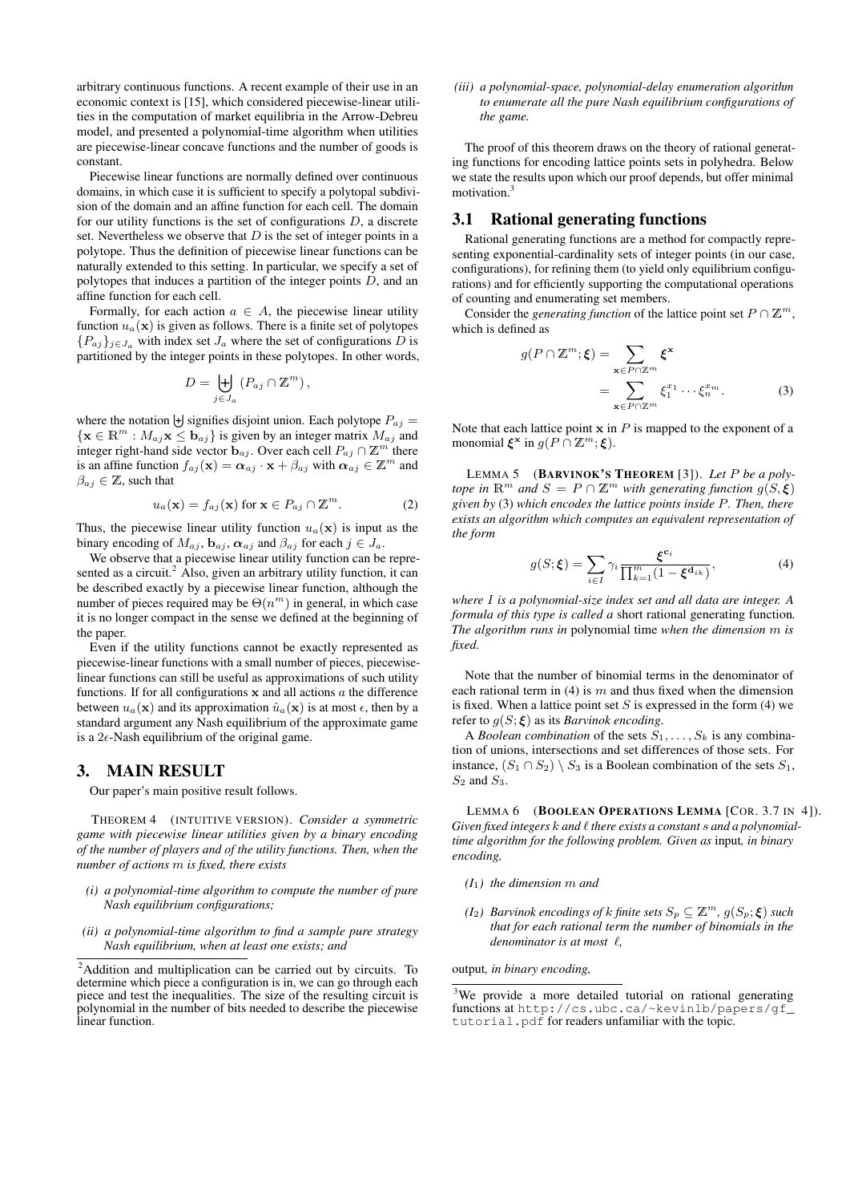arbitrary continuous functions. A recent example of their use in an economic context is [15], which considered piecewise-linear utilities in the computation of market equilibria in the Arrow-Debreu model, and presented a polynomial-time algorithm when utilities are piecewise-linear concave functions and the number of goods is constant.

Piecewise linear functions are normally defined over continuous domains, in which case it is sufficient to specify a polytopal subdivision of the domain and an affine function for each cell. The domain for our utility functions is the set of configurations $D$, a discrete set. Nevertheless we observe that $D$ is the set of integer points in a polytope. Thus the definition of piecewise linear functions can be naturally extended to this setting. In particular, we specify a set of polytopes that induces a partition of the integer points $D$, and an affine function for each cell.

Formally, for each action $a \in A$, the piecewise linear utility function $u_a(\mathbf{x})$ is given as follows. There is a finite set of polytopes $\{P_{aj}\}_{j \in J_a}$ with index set $J_a$ where the set of configurations $D$ is partitioned by the integer points in these polytopes. In other words,

$$D = \biguplus_{j \in J_a} (P_{aj} \cap \mathbb{Z}^m),$$

where the notation $\biguplus$ signifies disjoint union. Each polytope $P_{aj} = \{\mathbf{x} \in \mathbb{R}^m : M_{aj}\mathbf{x} \leq \mathbf{b}_{aj}\}$ is given by an integer matrix $M_{aj}$ and integer right-hand side vector $\mathbf{b}_{aj}$. Over each cell $P_{aj} \cap \mathbb{Z}^m$ there is an affine function $f_{aj}(\mathbf{x}) = \boldsymbol{\alpha}_{aj} \cdot \mathbf{x} + \beta_{aj}$ with $\boldsymbol{\alpha}_{aj} \in \mathbb{Z}^m$ and $\beta_{aj} \in \mathbb{Z}$, such that

$$u_a(\mathbf{x}) = f_{aj}(\mathbf{x}) \text{ for } \mathbf{x} \in P_{aj} \cap \mathbb{Z}^m. \tag{2}$$

Thus, the piecewise linear utility function $u_a(\mathbf{x})$ is input as the binary encoding of $M_{aj}$, $\mathbf{b}_{aj}$, $\boldsymbol{\alpha}_{aj}$ and $\beta_{aj}$ for each $j \in J_a$.

We observe that a piecewise linear utility function can be represented as a circuit.[2] Also, given an arbitrary utility function, it can be described exactly by a piecewise linear function, although the number of pieces required may be $\Theta(n^m)$ in general, in which case it is no longer compact in the sense we defined at the beginning of the paper.

Even if the utility functions cannot be exactly represented as piecewise-linear functions with a small number of pieces, piecewise-linear functions can still be useful as approximations of such utility functions. If for all configurations $\mathbf{x}$ and all actions $a$ the difference between $u_a(\mathbf{x})$ and its approximation $\hat{u}_a(\mathbf{x})$ is at most $\epsilon$, then by a standard argument any Nash equilibrium of the approximate game is a $2\epsilon$-Nash equilibrium of the original game.

# 3. MAIN RESULT

Our paper's main positive result follows.

THEOREM 4 (INTUITIVE VERSION). *Consider a symmetric game with piecewise linear utilities given by a binary encoding of the number of players and of the utility functions. Then, when the number of actions $m$ is fixed, there exists*

- *(i) a polynomial-time algorithm to compute the number of pure Nash equilibrium configurations;*
- *(ii) a polynomial-time algorithm to find a sample pure strategy Nash equilibrium, when at least one exists; and*
- *(iii) a polynomial-space, polynomial-delay enumeration algorithm to enumerate all the pure Nash equilibrium configurations of the game.*

The proof of this theorem draws on the theory of rational generating functions for encoding lattice points sets in polyhedra. Below we state the results upon which our proof depends, but offer minimal motivation.[3]

## 3.1 Rational generating functions

Rational generating functions are a method for compactly representing exponential-cardinality sets of integer points (in our case, configurations), for refining them (to yield only equilibrium configurations) and for efficiently supporting the computational operations of counting and enumerating set members.

Consider the *generating function* of the lattice point set $P \cap \mathbb{Z}^m$, which is defined as

$$g(P \cap \mathbb{Z}^m; \boldsymbol{\xi}) = \sum_{\mathbf{x} \in P \cap \mathbb{Z}^m} \boldsymbol{\xi}^{\mathbf{x}} = \sum_{\mathbf{x} \in P \cap \mathbb{Z}^m} \xi_1^{x_1} \cdots \xi_n^{x_m}. \tag{3}$$

Note that each lattice point $\mathbf{x}$ in $P$ is mapped to the exponent of a monomial $\boldsymbol{\xi}^{\mathbf{x}}$ in $g(P \cap \mathbb{Z}^m; \boldsymbol{\xi})$.

LEMMA 5 (**BARVINOK'S THEOREM** [3]). *Let $P$ be a polytope in $\mathbb{R}^m$ and $S = P \cap \mathbb{Z}^m$ with generating function $g(S, \boldsymbol{\xi})$ given by* (3) *which encodes the lattice points inside $P$. Then, there exists an algorithm which computes an equivalent representation of the form*

$$g(S; \boldsymbol{\xi}) = \sum_{i \in I} \gamma_i \frac{\boldsymbol{\xi}^{\mathbf{c}_i}}{\prod_{k=1}^{m}(1 - \boldsymbol{\xi}^{\mathbf{d}_{ik}})}, \tag{4}$$

*where $I$ is a polynomial-size index set and all data are integer. A formula of this type is called a* short rational generating function*. The algorithm runs in* polynomial time *when the dimension $m$ is fixed.*

Note that the number of binomial terms in the denominator of each rational term in (4) is $m$ and thus fixed when the dimension is fixed. When a lattice point set $S$ is expressed in the form (4) we refer to $g(S; \boldsymbol{\xi})$ as its *Barvinok encoding*.

A *Boolean combination* of the sets $S_1, \ldots, S_k$ is any combination of unions, intersections and set differences of those sets. For instance, $(S_1 \cap S_2) \setminus S_3$ is a Boolean combination of the sets $S_1$, $S_2$ and $S_3$.

LEMMA 6 (**BOOLEAN OPERATIONS LEMMA** [COR. 3.7 IN 4]). *Given fixed integers $k$ and $\ell$ there exists a constant $s$ and a polynomial-time algorithm for the following problem. Given as* input*, in binary encoding,*

- *($I_1$) the dimension $m$ and*
- *($I_2$) Barvinok encodings of $k$ finite sets $S_p \subseteq \mathbb{Z}^m$, $g(S_p; \boldsymbol{\xi})$ such that for each rational term the number of binomials in the denominator is at most $\ell$,*

output*, in binary encoding,*

[2] Addition and multiplication can be carried out by circuits. To determine which piece a configuration is in, we can go through each piece and test the inequalities. The size of the resulting circuit is polynomial in the number of bits needed to describe the piecewise linear function.

[3] We provide a more detailed tutorial on rational generating functions at http://cs.ubc.ca/~kevinlb/papers/gf_tutorial.pdf for readers unfamiliar with the topic.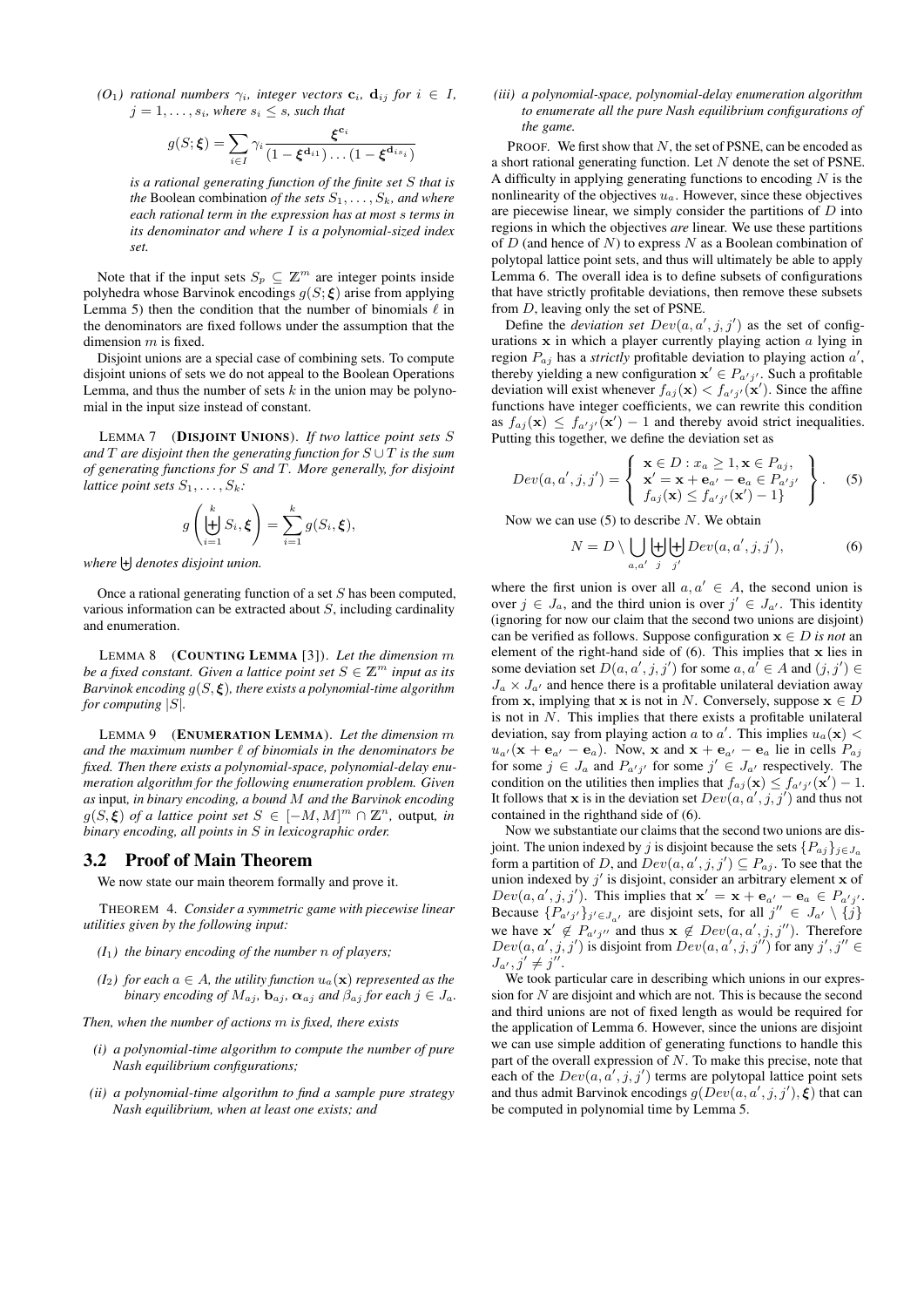*($O_1$) rational numbers $\gamma_i$, integer vectors $\mathbf{c}_i$, $\mathbf{d}_{ij}$ for $i \in I$, $j = 1, \ldots, s_i$, where $s_i \leq s$, such that*

$$g(S;\boldsymbol{\xi}) = \sum_{i \in I} \gamma_i \frac{\boldsymbol{\xi}^{\mathbf{c}_i}}{(1-\boldsymbol{\xi}^{\mathbf{d}_{i1}})\ldots(1-\boldsymbol{\xi}^{\mathbf{d}_{is_i}})}$$

*is a rational generating function of the finite set $S$ that is the* Boolean combination *of the sets $S_1, \ldots, S_k$, and where each rational term in the expression has at most $s$ terms in its denominator and where $I$ is a polynomial-sized index set.*

Note that if the input sets $S_p \subseteq \mathbb{Z}^m$ are integer points inside polyhedra whose Barvinok encodings $g(S;\boldsymbol{\xi})$ arise from applying Lemma 5) then the condition that the number of binomials $\ell$ in the denominators are fixed follows under the assumption that the dimension $m$ is fixed.

Disjoint unions are a special case of combining sets. To compute disjoint unions of sets we do not appeal to the Boolean Operations Lemma, and thus the number of sets $k$ in the union may be polynomial in the input size instead of constant.

LEMMA 7 (**DISJOINT UNIONS**). *If two lattice point sets $S$ and $T$ are disjoint then the generating function for $S \cup T$ is the sum of generating functions for $S$ and $T$. More generally, for disjoint lattice point sets $S_1, \ldots, S_k$:*

$$g\left(\biguplus_{i=1}^{k} S_i, \boldsymbol{\xi}\right) = \sum_{i=1}^{k} g(S_i, \boldsymbol{\xi}),$$

*where $\biguplus$ denotes disjoint union.*

Once a rational generating function of a set $S$ has been computed, various information can be extracted about $S$, including cardinality and enumeration.

LEMMA 8 (**COUNTING LEMMA** [3]). *Let the dimension $m$ be a fixed constant. Given a lattice point set $S \in \mathbb{Z}^m$ input as its Barvinok encoding $g(S, \boldsymbol{\xi})$, there exists a polynomial-time algorithm for computing $|S|$.*

LEMMA 9 (**ENUMERATION LEMMA**). *Let the dimension $m$ and the maximum number $\ell$ of binomials in the denominators be fixed. Then there exists a polynomial-space, polynomial-delay enumeration algorithm for the following enumeration problem. Given as* input*, in binary encoding, a bound $M$ and the Barvinok encoding $g(S, \boldsymbol{\xi})$ of a lattice point set $S \in [-M, M]^m \cap \mathbb{Z}^n$,* output*, in binary encoding, all points in $S$ in lexicographic order.*

## 3.2 Proof of Main Theorem

We now state our main theorem formally and prove it.

THEOREM 4. *Consider a symmetric game with piecewise linear utilities given by the following input:*

- *($I_1$) the binary encoding of the number $n$ of players;*
- *($I_2$) for each $a \in A$, the utility function $u_a(\mathbf{x})$ represented as the binary encoding of $M_{aj}$, $\mathbf{b}_{aj}$, $\boldsymbol{\alpha}_{aj}$ and $\beta_{aj}$ for each $j \in J_a$.*

*Then, when the number of actions $m$ is fixed, there exists*

- *(i) a polynomial-time algorithm to compute the number of pure Nash equilibrium configurations;*
- *(ii) a polynomial-time algorithm to find a sample pure strategy Nash equilibrium, when at least one exists; and*
- *(iii) a polynomial-space, polynomial-delay enumeration algorithm to enumerate all the pure Nash equilibrium configurations of the game.*

PROOF. We first show that $N$, the set of PSNE, can be encoded as a short rational generating function. Let $N$ denote the set of PSNE. A difficulty in applying generating functions to encoding $N$ is the nonlinearity of the objectives $u_a$. However, since these objectives are piecewise linear, we simply consider the partitions of $D$ into regions in which the objectives *are* linear. We use these partitions of $D$ (and hence of $N$) to express $N$ as a Boolean combination of polytopal lattice point sets, and thus will ultimately be able to apply Lemma 6. The overall idea is to define subsets of configurations that have strictly profitable deviations, then remove these subsets from $D$, leaving only the set of PSNE.

Define the *deviation set* $Dev(a, a', j, j')$ as the set of configurations $\mathbf{x}$ in which a player currently playing action $a$ lying in region $P_{aj}$ has a *strictly* profitable deviation to playing action $a'$, thereby yielding a new configuration $\mathbf{x}' \in P_{a'j'}$. Such a profitable deviation will exist whenever $f_{aj}(\mathbf{x}) < f_{a'j'}(\mathbf{x}')$. Since the affine functions have integer coefficients, we can rewrite this condition as $f_{aj}(\mathbf{x}) \leq f_{a'j'}(\mathbf{x}') - 1$ and thereby avoid strict inequalities. Putting this together, we define the deviation set as

$$Dev(a, a', j, j') = \left\{ \begin{array}{l} \mathbf{x} \in D : x_a \geq 1, \mathbf{x} \in P_{aj}, \\ \mathbf{x}' = \mathbf{x} + \mathbf{e}_{a'} - \mathbf{e}_a \in P_{a'j'} \\ f_{aj}(\mathbf{x}) \leq f_{a'j'}(\mathbf{x}') - 1\} \end{array} \right\}. \quad (5)$$

Now we can use (5) to describe $N$. We obtain

$$N = D \setminus \bigcup_{a,a'} \biguplus_{j} \biguplus_{j'} Dev(a, a', j, j'), \quad (6)$$

where the first union is over all $a, a' \in A$, the second union is over $j \in J_a$, and the third union is over $j' \in J_{a'}$. This identity (ignoring for now our claim that the second two unions are disjoint) can be verified as follows. Suppose configuration $\mathbf{x} \in D$ *is not* an element of the right-hand side of (6). This implies that $\mathbf{x}$ lies in some deviation set $D(a, a', j, j')$ for some $a, a' \in A$ and $(j, j') \in J_a \times J_{a'}$ and hence there is a profitable unilateral deviation away from $\mathbf{x}$, implying that $\mathbf{x}$ is not in $N$. Conversely, suppose $\mathbf{x} \in D$ is not in $N$. This implies that there exists a profitable unilateral deviation, say from playing action $a$ to $a'$. This implies $u_a(\mathbf{x}) < u_{a'}(\mathbf{x} + \mathbf{e}_{a'} - \mathbf{e}_a)$. Now, $\mathbf{x}$ and $\mathbf{x} + \mathbf{e}_{a'} - \mathbf{e}_a$ lie in cells $P_{aj}$ for some $j \in J_a$ and $P_{a'j'}$ for some $j' \in J_{a'}$ respectively. The condition on the utilities then implies that $f_{aj}(\mathbf{x}) \leq f_{a'j'}(\mathbf{x}') - 1$. It follows that $\mathbf{x}$ is in the deviation set $Dev(a, a', j, j')$ and thus not contained in the righthand side of (6).

Now we substantiate our claims that the second two unions are disjoint. The union indexed by $j$ is disjoint because the sets $\{P_{aj}\}_{j \in J_a}$ form a partition of $D$, and $Dev(a, a', j, j') \subseteq P_{aj}$. To see that the union indexed by $j'$ is disjoint, consider an arbitrary element $\mathbf{x}$ of $Dev(a, a', j, j')$. This implies that $\mathbf{x}' = \mathbf{x} + \mathbf{e}_{a'} - \mathbf{e}_a \in P_{a'j'}$. Because $\{P_{a'j'}\}_{j' \in J_{a'}}$ are disjoint sets, for all $j'' \in J_{a'} \setminus \{j\}$ we have $\mathbf{x}' \notin P_{a'j''}$ and thus $\mathbf{x} \notin Dev(a, a', j, j'')$. Therefore $Dev(a, a', j, j')$ is disjoint from $Dev(a, a', j, j'')$ for any $j', j'' \in J_{a'}, j' \neq j''$.

We took particular care in describing which unions in our expression for $N$ are disjoint and which are not. This is because the second and third unions are not of fixed length as would be required for the application of Lemma 6. However, since the unions are disjoint we can use simple addition of generating functions to handle this part of the overall expression of $N$. To make this precise, note that each of the $Dev(a, a', j, j')$ terms are polytopal lattice point sets and thus admit Barvinok encodings $g(Dev(a, a', j, j'), \boldsymbol{\xi})$ that can be computed in polynomial time by Lemma 5.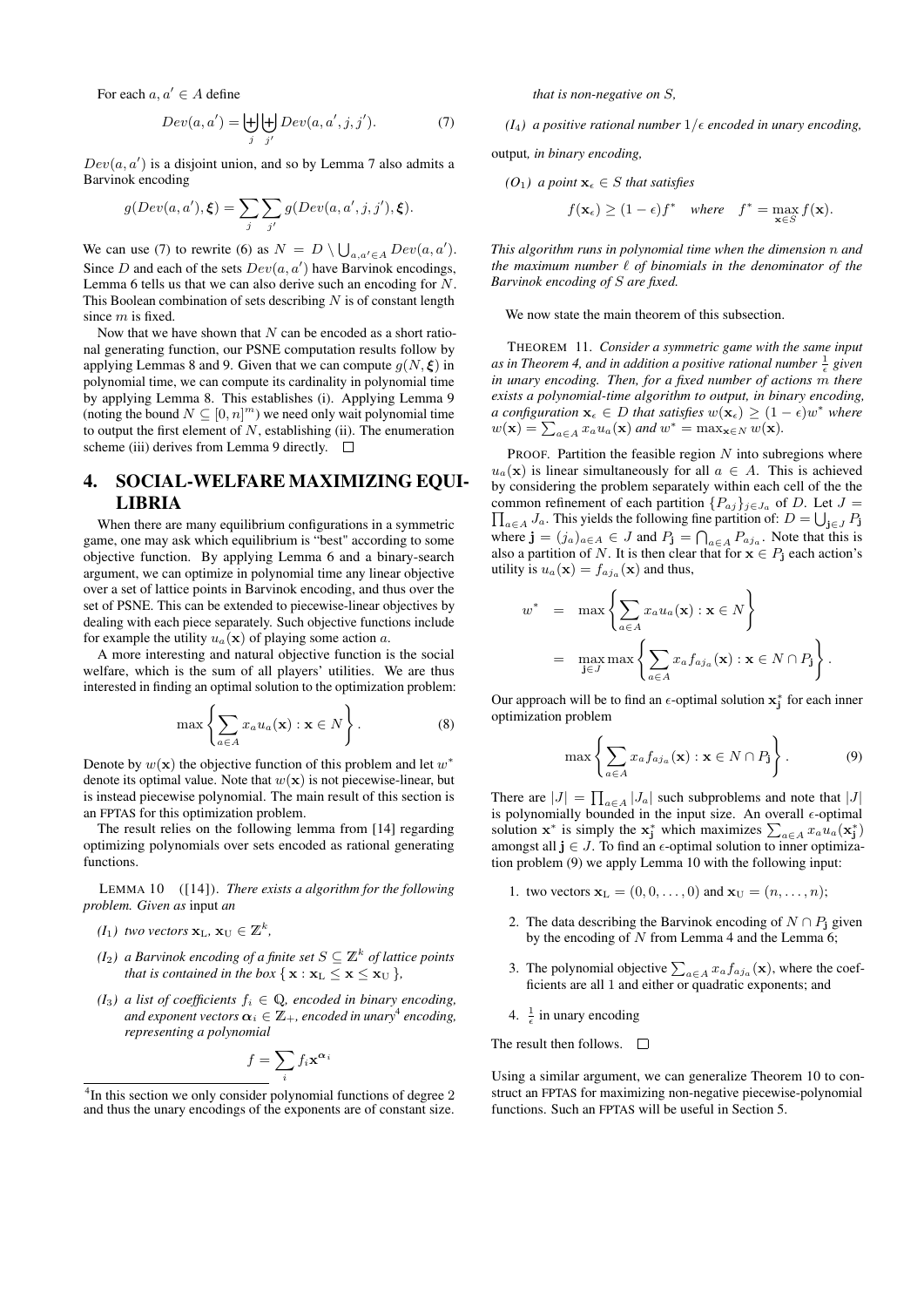For each $a, a' \in A$ define

$$Dev(a, a') = \biguplus_j \biguplus_{j'} Dev(a, a', j, j'). \tag{7}$$

$Dev(a, a')$ is a disjoint union, and so by Lemma 7 also admits a Barvinok encoding

$$g(Dev(a, a'), \boldsymbol{\xi}) = \sum_j \sum_{j'} g(Dev(a, a', j, j'), \boldsymbol{\xi}).$$

We can use (7) to rewrite (6) as $N = D \setminus \bigcup_{a,a' \in A} Dev(a, a')$. Since $D$ and each of the sets $Dev(a, a')$ have Barvinok encodings, Lemma 6 tells us that we can also derive such an encoding for $N$. This Boolean combination of sets describing $N$ is of constant length since $m$ is fixed.

Now that we have shown that $N$ can be encoded as a short rational generating function, our PSNE computation results follow by applying Lemmas 8 and 9. Given that we can compute $g(N, \boldsymbol{\xi})$ in polynomial time, we can compute its cardinality in polynomial time by applying Lemma 8. This establishes (i). Applying Lemma 9 (noting the bound $N \subseteq [0, n]^m$) we need only wait polynomial time to output the first element of $N$, establishing (ii). The enumeration scheme (iii) derives from Lemma 9 directly. □

## 4. SOCIAL-WELFARE MAXIMIZING EQUILIBRIA

When there are many equilibrium configurations in a symmetric game, one may ask which equilibrium is "best" according to some objective function. By applying Lemma 6 and a binary-search argument, we can optimize in polynomial time any linear objective over a set of lattice points in Barvinok encoding, and thus over the set of PSNE. This can be extended to piecewise-linear objectives by dealing with each piece separately. Such objective functions include for example the utility $u_a(\mathbf{x})$ of playing some action $a$.

A more interesting and natural objective function is the social welfare, which is the sum of all players' utilities. We are thus interested in finding an optimal solution to the optimization problem:

$$\max \left\{ \sum_{a \in A} x_a u_a(\mathbf{x}) : \mathbf{x} \in N \right\}. \tag{8}$$

Denote by $w(\mathbf{x})$ the objective function of this problem and let $w^*$ denote its optimal value. Note that $w(\mathbf{x})$ is not piecewise-linear, but is instead piecewise polynomial. The main result of this section is an FPTAS for this optimization problem.

The result relies on the following lemma from [14] regarding optimizing polynomials over sets encoded as rational generating functions.

LEMMA 10 ([14]). *There exists a algorithm for the following problem. Given as* input *an*

*($I_1$) two vectors $\mathbf{x}_{\mathrm{L}}, \mathbf{x}_{\mathrm{U}} \in \mathbb{Z}^k$,*

*($I_2$) a Barvinok encoding of a finite set $S \subseteq \mathbb{Z}^k$ of lattice points that is contained in the box $\{ \mathbf{x} : \mathbf{x}_{\mathrm{L}} \le \mathbf{x} \le \mathbf{x}_{\mathrm{U}} \}$,*

*($I_3$) a list of coefficients $f_i \in \mathbb{Q}$, encoded in binary encoding, and exponent vectors $\boldsymbol{\alpha}_i \in \mathbb{Z}_+$, encoded in unary[4] encoding, representing a polynomial*

$$f = \sum_i f_i \mathbf{x}^{\boldsymbol{\alpha}_i}$$

*that is non-negative on $S$,*

*($I_4$) a positive rational number $1/\epsilon$ encoded in unary encoding,*

output*, in binary encoding,*

*($O_1$) a point $\mathbf{x}_\epsilon \in S$ that satisfies*

$$f(\mathbf{x}_\epsilon) \ge (1 - \epsilon) f^* \quad \textit{where} \quad f^* = \max_{\mathbf{x} \in S} f(\mathbf{x}).$$

*This algorithm runs in polynomial time when the dimension $n$ and the maximum number $\ell$ of binomials in the denominator of the Barvinok encoding of $S$ are fixed.*

We now state the main theorem of this subsection.

THEOREM 11. *Consider a symmetric game with the same input as in Theorem 4, and in addition a positive rational number $\frac{1}{\epsilon}$ given in unary encoding. Then, for a fixed number of actions $m$ there exists a polynomial-time algorithm to output, in binary encoding, a configuration $\mathbf{x}_\epsilon \in D$ that satisfies $w(\mathbf{x}_\epsilon) \ge (1 - \epsilon) w^*$ where $w(\mathbf{x}) = \sum_{a \in A} x_a u_a(\mathbf{x})$ and $w^* = \max_{\mathbf{x} \in N} w(\mathbf{x})$.*

PROOF. Partition the feasible region $N$ into subregions where $u_a(\mathbf{x})$ is linear simultaneously for all $a \in A$. This is achieved by considering the problem separately within each cell of the the common refinement of each partition $\{P_{aj}\}_{j \in J_a}$ of $D$. Let $J = \prod_{a \in A} J_a$. This yields the following fine partition of: $D = \bigcup_{\mathbf{j} \in J} P_{\mathbf{j}}$ where $\mathbf{j} = (j_a)_{a \in A} \in J$ and $P_{\mathbf{j}} = \bigcap_{a \in A} P_{a j_a}$. Note that this is also a partition of $N$. It is then clear that for $\mathbf{x} \in P_{\mathbf{j}}$ each action's utility is $u_a(\mathbf{x}) = f_{a j_a}(\mathbf{x})$ and thus,

$$\begin{aligned} w^* &= \max \left\{ \sum_{a \in A} x_a u_a(\mathbf{x}) : \mathbf{x} \in N \right\} \\ &= \max_{\mathbf{j} \in J} \max \left\{ \sum_{a \in A} x_a f_{a j_a}(\mathbf{x}) : \mathbf{x} \in N \cap P_{\mathbf{j}} \right\}. \end{aligned}$$

Our approach will be to find an $\epsilon$-optimal solution $\mathbf{x}^*_{\mathbf{j}}$ for each inner optimization problem

$$\max \left\{ \sum_{a \in A} x_a f_{a j_a}(\mathbf{x}) : \mathbf{x} \in N \cap P_{\mathbf{j}} \right\}. \tag{9}$$

There are $|J| = \prod_{a \in A} |J_a|$ such subproblems and note that $|J|$ is polynomially bounded in the input size. An overall $\epsilon$-optimal solution $\mathbf{x}^*$ is simply the $\mathbf{x}^*_{\mathbf{j}}$ which maximizes $\sum_{a \in A} x_a u_a(\mathbf{x}^*_{\mathbf{j}})$ amongst all $\mathbf{j} \in J$. To find an $\epsilon$-optimal solution to inner optimization problem (9) we apply Lemma 10 with the following input:

1. two vectors $\mathbf{x}_{\mathrm{L}} = (0, 0, \ldots, 0)$ and $\mathbf{x}_{\mathrm{U}} = (n, \ldots, n)$;
2. The data describing the Barvinok encoding of $N \cap P_{\mathbf{j}}$ given by the encoding of $N$ from Lemma 4 and the Lemma 6;
3. The polynomial objective $\sum_{a \in A} x_a f_{a j_a}(\mathbf{x})$, where the coefficients are all 1 and either or quadratic exponents; and
4. $\frac{1}{\epsilon}$ in unary encoding

The result then follows. □

Using a similar argument, we can generalize Theorem 10 to construct an FPTAS for maximizing non-negative piecewise-polynomial functions. Such an FPTAS will be useful in Section 5.

---

[4] In this section we only consider polynomial functions of degree 2 and thus the unary encodings of the exponents are of constant size.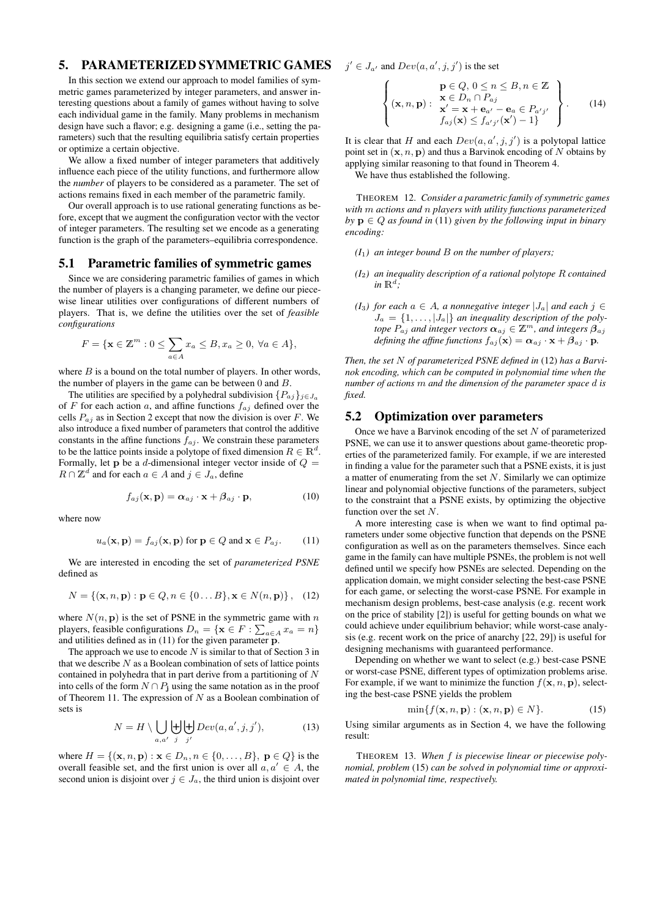## 5. PARAMETERIZED SYMMETRIC GAMES

In this section we extend our approach to model families of symmetric games parameterized by integer parameters, and answer interesting questions about a family of games without having to solve each individual game in the family. Many problems in mechanism design have such a flavor; e.g. designing a game (i.e., setting the parameters) such that the resulting equilibria satisfy certain properties or optimize a certain objective.

We allow a fixed number of integer parameters that additively influence each piece of the utility functions, and furthermore allow the *number* of players to be considered as a parameter. The set of actions remains fixed in each member of the parametric family.

Our overall approach is to use rational generating functions as before, except that we augment the configuration vector with the vector of integer parameters. The resulting set we encode as a generating function is the graph of the parameters–equilibria correspondence.

### 5.1 Parametric families of symmetric games

Since we are considering parametric families of games in which the number of players is a changing parameter, we define our piecewise linear utilities over configurations of different numbers of players. That is, we define the utilities over the set of *feasible configurations*

$$F = \{\mathbf{x} \in \mathbb{Z}^m : 0 \leq \sum_{a \in A} x_a \leq B, x_a \geq 0,\ \forall a \in A\},$$

where $B$ is a bound on the total number of players. In other words, the number of players in the game can be between 0 and $B$.

The utilities are specified by a polyhedral subdivision $\{P_{aj}\}_{j \in J_a}$ of $F$ for each action $a$, and affine functions $f_{aj}$ defined over the cells $P_{aj}$ as in Section 2 except that now the division is over $F$. We also introduce a fixed number of parameters that control the additive constants in the affine functions $f_{aj}$. We constrain these parameters to be the lattice points inside a polytope of fixed dimension $R \in \mathbb{R}^d$. Formally, let $\mathbf{p}$ be a $d$-dimensional integer vector inside of $Q = R \cap \mathbb{Z}^d$ and for each $a \in A$ and $j \in J_a$, define

$$f_{aj}(\mathbf{x}, \mathbf{p}) = \boldsymbol{\alpha}_{aj} \cdot \mathbf{x} + \boldsymbol{\beta}_{aj} \cdot \mathbf{p}, \tag{10}$$

where now

$$u_a(\mathbf{x}, \mathbf{p}) = f_{aj}(\mathbf{x}, \mathbf{p}) \text{ for } \mathbf{p} \in Q \text{ and } \mathbf{x} \in P_{aj}. \tag{11}$$

We are interested in encoding the set of *parameterized PSNE* defined as

$$N = \{(\mathbf{x}, n, \mathbf{p}) : \mathbf{p} \in Q, n \in \{0 \dots B\}, \mathbf{x} \in N(n, \mathbf{p})\}, \tag{12}$$

where $N(n, \mathbf{p})$ is the set of PSNE in the symmetric game with $n$ players, feasible configurations $D_n = \{\mathbf{x} \in F : \sum_{a \in A} x_a = n\}$ and utilities defined as in (11) for the given parameter $\mathbf{p}$.

The approach we use to encode $N$ is similar to that of Section 3 in that we describe $N$ as a Boolean combination of sets of lattice points contained in polyhedra that in part derive from a partitioning of $N$ into cells of the form $N \cap P_{\mathbf{j}}$ using the same notation as in the proof of Theorem 11. The expression of $N$ as a Boolean combination of sets is

$$N = H \setminus \bigcup_{a,a'} \biguplus_{j} \biguplus_{j'} Dev(a, a', j, j'), \tag{13}$$

where $H = \{(\mathbf{x}, n, \mathbf{p}) : \mathbf{x} \in D_n, n \in \{0, \dots, B\},\ \mathbf{p} \in Q\}$ is the overall feasible set, and the first union is over all $a, a' \in A$, the second union is disjoint over $j \in J_a$, the third union is disjoint over $j' \in J_{a'}$ and $Dev(a, a', j, j')$ is the set

$$\left\{ (\mathbf{x}, n, \mathbf{p}) : \begin{array}{c} \mathbf{p} \in Q,\ 0 \leq n \leq B, n \in \mathbb{Z} \\ \mathbf{x} \in D_n \cap P_{aj} \\ \mathbf{x}' = \mathbf{x} + \mathbf{e}_{a'} - \mathbf{e}_a \in P_{a'j'} \\ f_{aj}(\mathbf{x}) \leq f_{a'j'}(\mathbf{x}') - 1 \end{array} \right\}. \tag{14}$$

It is clear that $H$ and each $Dev(a, a', j, j')$ is a polytopal lattice point set in $(\mathbf{x}, n, \mathbf{p})$ and thus a Barvinok encoding of $N$ obtains by applying similar reasoning to that found in Theorem 4.

We have thus established the following.

THEOREM 12. *Consider a parametric family of symmetric games with $m$ actions and $n$ players with utility functions parameterized by $\mathbf{p} \in Q$ as found in* (11) *given by the following input in binary encoding:*

- *($I_1$) an integer bound $B$ on the number of players;*
- *($I_2$) an inequality description of a rational polytope $R$ contained in $\mathbb{R}^d$;*
- *($I_3$) for each $a \in A$, a nonnegative integer $|J_a|$ and each $j \in J_a = \{1, \dots, |J_a|\}$ an inequality description of the polytope $P_{aj}$ and integer vectors $\boldsymbol{\alpha}_{aj} \in \mathbb{Z}^m$, and integers $\boldsymbol{\beta}_{aj}$ defining the affine functions $f_{aj}(\mathbf{x}) = \boldsymbol{\alpha}_{aj} \cdot \mathbf{x} + \boldsymbol{\beta}_{aj} \cdot \mathbf{p}$.*

*Then, the set $N$ of parameterized PSNE defined in* (12) *has a Barvinok encoding, which can be computed in polynomial time when the number of actions $m$ and the dimension of the parameter space $d$ is fixed.*

### 5.2 Optimization over parameters

Once we have a Barvinok encoding of the set $N$ of parameterized PSNE, we can use it to answer questions about game-theoretic properties of the parameterized family. For example, if we are interested in finding a value for the parameter such that a PSNE exists, it is just a matter of enumerating from the set $N$. Similarly we can optimize linear and polynomial objective functions of the parameters, subject to the constraint that a PSNE exists, by optimizing the objective function over the set $N$.

A more interesting case is when we want to find optimal parameters under some objective function that depends on the PSNE configuration as well as on the parameters themselves. Since each game in the family can have multiple PSNEs, the problem is not well defined until we specify how PSNEs are selected. Depending on the application domain, we might consider selecting the best-case PSNE for each game, or selecting the worst-case PSNE. For example in mechanism design problems, best-case analysis (e.g. recent work on the price of stability [2]) is useful for getting bounds on what we could achieve under equilibrium behavior; while worst-case analysis (e.g. recent work on the price of anarchy [22, 29]) is useful for designing mechanisms with guaranteed performance.

Depending on whether we want to select (e.g.) best-case PSNE or worst-case PSNE, different types of optimization problems arise. For example, if we want to minimize the function $f(\mathbf{x}, n, \mathbf{p})$, selecting the best-case PSNE yields the problem

$$\min\{f(\mathbf{x}, n, \mathbf{p}) : (\mathbf{x}, n, \mathbf{p}) \in N\}. \tag{15}$$

Using similar arguments as in Section 4, we have the following result:

THEOREM 13. *When $f$ is piecewise linear or piecewise polynomial, problem* (15) *can be solved in polynomial time or approximated in polynomial time, respectively.*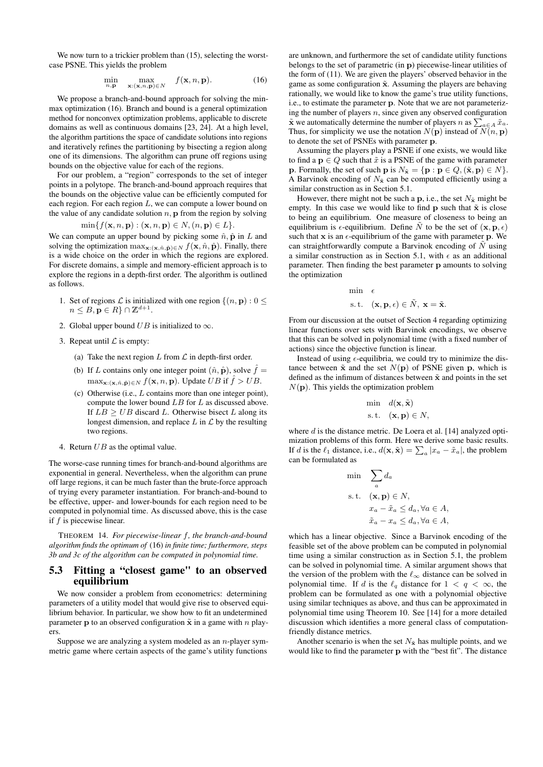We now turn to a trickier problem than (15), selecting the worst-case PSNE. This yields the problem

$$\min_{n,\mathbf{p}} \max_{\mathbf{x}:(\mathbf{x},n,\mathbf{p})\in N} f(\mathbf{x}, n, \mathbf{p}). \tag{16}$$

We propose a branch-and-bound approach for solving the min-max optimization (16). Branch and bound is a general optimization method for nonconvex optimization problems, applicable to discrete domains as well as continuous domains [23, 24]. At a high level, the algorithm partitions the space of candidate solutions into regions and iteratively refines the partitioning by bisecting a region along one of its dimensions. The algorithm can prune off regions using bounds on the objective value for each of the regions.

For our problem, a "region" corresponds to the set of integer points in a polytope. The branch-and-bound approach requires that the bounds on the objective value can be efficiently computed for each region. For each region $L$, we can compute a lower bound on the value of any candidate solution $n, \mathbf{p}$ from the region by solving

$$\min\{f(\mathbf{x}, n, \mathbf{p}) : (\mathbf{x}, n, \mathbf{p}) \in N, (n, \mathbf{p}) \in L\}.$$

We can compute an upper bound by picking some $\hat{n}, \hat{\mathbf{p}}$ in $L$ and solving the optimization $\max_{\mathbf{x}:(\mathbf{x},\hat{n},\hat{\mathbf{p}})\in N} f(\mathbf{x}, \hat{n}, \hat{\mathbf{p}})$. Finally, there is a wide choice on the order in which the regions are explored. For discrete domains, a simple and memory-efficient approach is to explore the regions in a depth-first order. The algorithm is outlined as follows.

1. Set of regions $\mathcal{L}$ is initialized with one region $\{(n, \mathbf{p}) : 0 \leq n \leq B, \mathbf{p} \in R\} \cap \mathbb{Z}^{d+1}$.
2. Global upper bound $UB$ is initialized to $\infty$.
3. Repeat until $\mathcal{L}$ is empty:
   (a) Take the next region $L$ from $\mathcal{L}$ in depth-first order.
   (b) If $L$ contains only one integer point $(\hat{n}, \hat{\mathbf{p}})$, solve $\hat{f} = \max_{\mathbf{x}:(\mathbf{x},\hat{n},\hat{\mathbf{p}})\in N} f(\mathbf{x}, n, \mathbf{p})$. Update $UB$ if $\hat{f} > UB$.
   (c) Otherwise (i.e., $L$ contains more than one integer point), compute the lower bound $LB$ for $L$ as discussed above. If $LB \geq UB$ discard $L$. Otherwise bisect $L$ along its longest dimension, and replace $L$ in $\mathcal{L}$ by the resulting two regions.
4. Return $UB$ as the optimal value.

The worse-case running times for branch-and-bound algorithms are exponential in general. Nevertheless, when the algorithm can prune off large regions, it can be much faster than the brute-force approach of trying every parameter instantiation. For branch-and-bound to be effective, upper- and lower-bounds for each region need to be computed in polynomial time. As discussed above, this is the case if $f$ is piecewise linear.

THEOREM 14. *For piecewise-linear $f$, the branch-and-bound algorithm finds the optimum of* (16) *in finite time; furthermore, steps 3b and 3c of the algorithm can be computed in polynomial time.*

## 5.3 Fitting a "closest game" to an observed equilibrium

We now consider a problem from econometrics: determining parameters of a utility model that would give rise to observed equilibrium behavior. In particular, we show how to fit an undetermined parameter $\mathbf{p}$ to an observed configuration $\tilde{\mathbf{x}}$ in a game with $n$ players.

Suppose we are analyzing a system modeled as an $n$-player symmetric game where certain aspects of the game's utility functions are unknown, and furthermore the set of candidate utility functions belongs to the set of parametric (in $\mathbf{p}$) piecewise-linear utilities of the form of (11). We are given the players' observed behavior in the game as some configuration $\tilde{\mathbf{x}}$. Assuming the players are behaving rationally, we would like to know the game's true utility functions, i.e., to estimate the parameter $\mathbf{p}$. Note that we are not parameterizing the number of players $n$, since given any observed configuration $\tilde{\mathbf{x}}$ we automatically determine the number of players $n$ as $\sum_{a\in A} \tilde{x}_a$. Thus, for simplicity we use the notation $N(\mathbf{p})$ instead of $N(n, \mathbf{p})$ to denote the set of PSNEs with parameter $\mathbf{p}$.

Assuming the players play a PSNE if one exists, we would like to find a $\mathbf{p} \in Q$ such that $\tilde{x}$ is a PSNE of the game with parameter $\mathbf{p}$. Formally, the set of such $\mathbf{p}$ is $N_{\tilde{\mathbf{x}}} = \{\mathbf{p} : \mathbf{p} \in Q, (\tilde{\mathbf{x}}, \mathbf{p}) \in N\}$. A Barvinok encoding of $N_{\tilde{\mathbf{x}}}$ can be computed efficiently using a similar construction as in Section 5.1.

However, there might not be such a $\mathbf{p}$, i.e., the set $N_{\tilde{\mathbf{x}}}$ might be empty. In this case we would like to find $\mathbf{p}$ such that $\tilde{\mathbf{x}}$ is close to being an equilibrium. One measure of closeness to being an equilibrium is $\epsilon$-equilibrium. Define $\tilde{N}$ to be the set of $(\mathbf{x}, \mathbf{p}, \epsilon)$ such that $\mathbf{x}$ is an $\epsilon$-equilibrium of the game with parameter $\mathbf{p}$. We can straightforwardly compute a Barvinok encoding of $\tilde{N}$ using a similar construction as in Section 5.1, with $\epsilon$ as an additional parameter. Then finding the best parameter $\mathbf{p}$ amounts to solving the optimization

$$\begin{aligned} \min \quad & \epsilon \\ \text{s.t.} \quad & (\mathbf{x}, \mathbf{p}, \epsilon) \in \tilde{N},\ \mathbf{x} = \tilde{\mathbf{x}}. \end{aligned}$$

From our discussion at the outset of Section 4 regarding optimizing linear functions over sets with Barvinok encodings, we observe that this can be solved in polynomial time (with a fixed number of actions) since the objective function is linear.

Instead of using $\epsilon$-equilibria, we could try to minimize the distance between $\tilde{\mathbf{x}}$ and the set $N(\mathbf{p})$ of PSNE given $\mathbf{p}$, which is defined as the infimum of distances between $\tilde{\mathbf{x}}$ and points in the set $N(\mathbf{p})$. This yields the optimization problem

$$\begin{aligned} \min \quad & d(\mathbf{x}, \tilde{\mathbf{x}}) \\ \text{s.t.} \quad & (\mathbf{x}, \mathbf{p}) \in N, \end{aligned}$$

where $d$ is the distance metric. De Loera et al. [14] analyzed optimization problems of this form. Here we derive some basic results. If $d$ is the $\ell_1$ distance, i.e., $d(\mathbf{x}, \tilde{\mathbf{x}}) = \sum_a |x_a - \tilde{x}_a|$, the problem can be formulated as

$$\begin{aligned} \min \quad & \sum_a d_a \\ \text{s.t.} \quad & (\mathbf{x}, \mathbf{p}) \in N, \\ & x_a - \tilde{x}_a \leq d_a, \forall a \in A, \\ & \tilde{x}_a - x_a \leq d_a, \forall a \in A, \end{aligned}$$

which has a linear objective. Since a Barvinok encoding of the feasible set of the above problem can be computed in polynomial time using a similar construction as in Section 5.1, the problem can be solved in polynomial time. A similar argument shows that the version of the problem with the $\ell_\infty$ distance can be solved in polynomial time. If $d$ is the $\ell_q$ distance for $1 < q < \infty$, the problem can be formulated as one with a polynomial objective using similar techniques as above, and thus can be approximated in polynomial time using Theorem 10. See [14] for a more detailed discussion which identifies a more general class of computation-friendly distance metrics.

Another scenario is when the set $N_{\tilde{\mathbf{x}}}$ has multiple points, and we would like to find the parameter $\mathbf{p}$ with the "best fit". The distance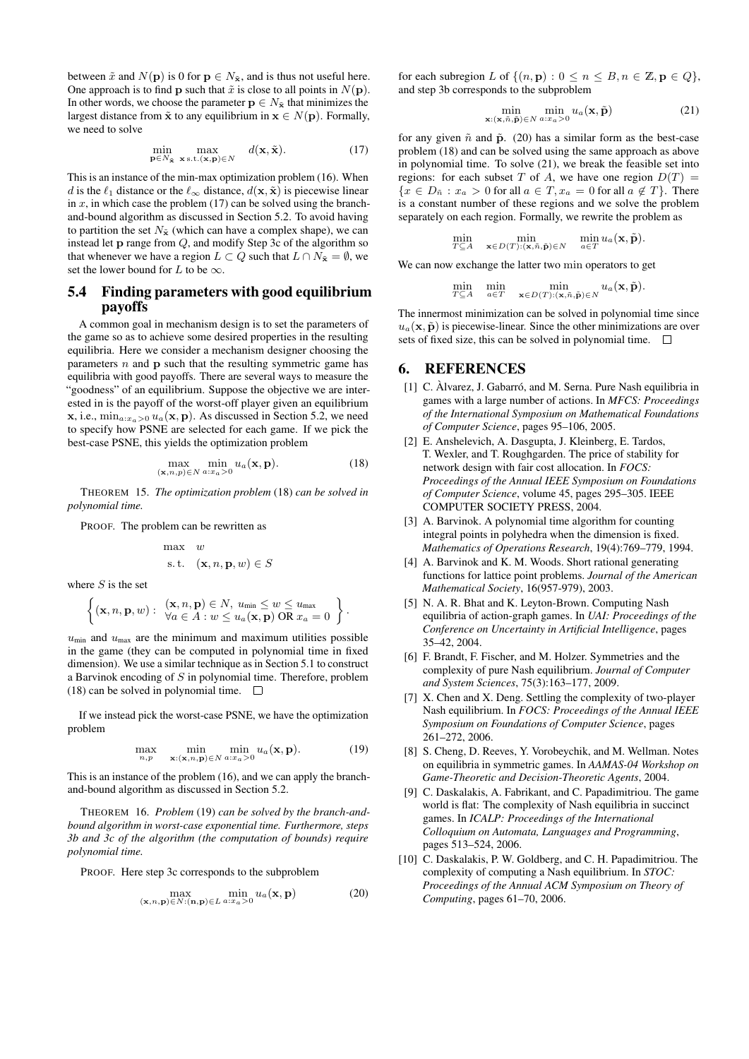between $\tilde{x}$ and $N(\mathbf{p})$ is 0 for $\mathbf{p} \in N_{\tilde{\mathbf{x}}}$, and is thus not useful here. One approach is to find $\mathbf{p}$ such that $\tilde{x}$ is close to all points in $N(\mathbf{p})$. In other words, we choose the parameter $\mathbf{p} \in N_{\tilde{\mathbf{x}}}$ that minimizes the largest distance from $\tilde{\mathbf{x}}$ to any equilibrium in $\mathbf{x} \in N(\mathbf{p})$. Formally, we need to solve

$$\min_{\mathbf{p} \in N_{\tilde{\mathbf{x}}}} \max_{\mathbf{x} \text{ s.t.} (\mathbf{x}, \mathbf{p}) \in N} d(\mathbf{x}, \tilde{\mathbf{x}}). \tag{17}$$

This is an instance of the min-max optimization problem (16). When $d$ is the $\ell_1$ distance or the $\ell_\infty$ distance, $d(\mathbf{x}, \tilde{\mathbf{x}})$ is piecewise linear in $x$, in which case the problem (17) can be solved using the branch-and-bound algorithm as discussed in Section 5.2. To avoid having to partition the set $N_{\tilde{\mathbf{x}}}$ (which can have a complex shape), we can instead let $\mathbf{p}$ range from $Q$, and modify Step 3c of the algorithm so that whenever we have a region $L \subset Q$ such that $L \cap N_{\tilde{\mathbf{x}}} = \emptyset$, we set the lower bound for $L$ to be $\infty$.

## 5.4 Finding parameters with good equilibrium payoffs

A common goal in mechanism design is to set the parameters of the game so as to achieve some desired properties in the resulting equilibria. Here we consider a mechanism designer choosing the parameters $n$ and $\mathbf{p}$ such that the resulting symmetric game has equilibria with good payoffs. There are several ways to measure the "goodness" of an equilibrium. Suppose the objective we are interested in is the payoff of the worst-off player given an equilibrium $\mathbf{x}$, i.e., $\min_{a: x_a > 0} u_a(\mathbf{x}, \mathbf{p})$. As discussed in Section 5.2, we need to specify how PSNE are selected for each game. If we pick the best-case PSNE, this yields the optimization problem

$$\max_{(\mathbf{x}, n, p) \in N} \min_{a: x_a > 0} u_a(\mathbf{x}, \mathbf{p}). \tag{18}$$

THEOREM 15. *The optimization problem* (18) *can be solved in polynomial time.*

PROOF. The problem can be rewritten as

$$\begin{aligned} \max \quad & w \\ \text{s.t.} \quad & (\mathbf{x}, n, \mathbf{p}, w) \in S \end{aligned}$$

where $S$ is the set

$$\left\{ (\mathbf{x}, n, \mathbf{p}, w) : \begin{array}{l} (\mathbf{x}, n, \mathbf{p}) \in N, \ u_{\min} \le w \le u_{\max} \\ \forall a \in A : w \le u_a(\mathbf{x}, \mathbf{p}) \text{ OR } x_a = 0 \end{array} \right\}.$$

$u_{\min}$ and $u_{\max}$ are the minimum and maximum utilities possible in the game (they can be computed in polynomial time in fixed dimension). We use a similar technique as in Section 5.1 to construct a Barvinok encoding of $S$ in polynomial time. Therefore, problem (18) can be solved in polynomial time. $\square$

If we instead pick the worst-case PSNE, we have the optimization problem

$$\max_{n, p} \min_{\mathbf{x}: (\mathbf{x}, n, \mathbf{p}) \in N} \min_{a: x_a > 0} u_a(\mathbf{x}, \mathbf{p}). \tag{19}$$

This is an instance of the problem (16), and we can apply the branch-and-bound algorithm as discussed in Section 5.2.

THEOREM 16. *Problem* (19) *can be solved by the branch-and-bound algorithm in worst-case exponential time. Furthermore, steps 3b and 3c of the algorithm (the computation of bounds) require polynomial time.*

PROOF. Here step 3c corresponds to the subproblem

$$\max_{(\mathbf{x}, n, \mathbf{p}) \in N: (\mathbf{n}, \mathbf{p}) \in L} \min_{a: x_a > 0} u_a(\mathbf{x}, \mathbf{p}) \tag{20}$$

for each subregion $L$ of $\{(n, \mathbf{p}) : 0 \le n \le B, n \in \mathbb{Z}, \mathbf{p} \in Q\}$, and step 3b corresponds to the subproblem

$$\min_{\mathbf{x}: (\mathbf{x}, \tilde{n}, \tilde{\mathbf{p}}) \in N} \min_{a: x_a > 0} u_a(\mathbf{x}, \tilde{\mathbf{p}}) \tag{21}$$

for any given $\tilde{n}$ and $\tilde{\mathbf{p}}$. (20) has a similar form as the best-case problem (18) and can be solved using the same approach as above in polynomial time. To solve (21), we break the feasible set into regions: for each subset $T$ of $A$, we have one region $D(T) = \{x \in D_{\tilde{n}} : x_a > 0 \text{ for all } a \in T, x_a = 0 \text{ for all } a \notin T\}$. There is a constant number of these regions and we solve the problem separately on each region. Formally, we rewrite the problem as

$$\min_{T \subseteq A} \min_{\mathbf{x} \in D(T): (\mathbf{x}, \tilde{n}, \tilde{\mathbf{p}}) \in N} \min_{a \in T} u_a(\mathbf{x}, \tilde{\mathbf{p}}).$$

We can now exchange the latter two min operators to get

$$\min_{T \subseteq A} \min_{a \in T} \min_{\mathbf{x} \in D(T): (\mathbf{x}, \tilde{n}, \tilde{\mathbf{p}}) \in N} u_a(\mathbf{x}, \tilde{\mathbf{p}}).$$

The innermost minimization can be solved in polynomial time since $u_a(\mathbf{x}, \tilde{\mathbf{p}})$ is piecewise-linear. Since the other minimizations are over sets of fixed size, this can be solved in polynomial time. $\square$

# 6. REFERENCES

[1] C. Àlvarez, J. Gabarró, and M. Serna. Pure Nash equilibria in games with a large number of actions. In *MFCS: Proceedings of the International Symposium on Mathematical Foundations of Computer Science*, pages 95–106, 2005.

[2] E. Anshelevich, A. Dasgupta, J. Kleinberg, E. Tardos, T. Wexler, and T. Roughgarden. The price of stability for network design with fair cost allocation. In *FOCS: Proceedings of the Annual IEEE Symposium on Foundations of Computer Science*, volume 45, pages 295–305. IEEE COMPUTER SOCIETY PRESS, 2004.

[3] A. Barvinok. A polynomial time algorithm for counting integral points in polyhedra when the dimension is fixed. *Mathematics of Operations Research*, 19(4):769–779, 1994.

[4] A. Barvinok and K. M. Woods. Short rational generating functions for lattice point problems. *Journal of the American Mathematical Society*, 16(957-979), 2003.

[5] N. A. R. Bhat and K. Leyton-Brown. Computing Nash equilibria of action-graph games. In *UAI: Proceedings of the Conference on Uncertainty in Artificial Intelligence*, pages 35–42, 2004.

[6] F. Brandt, F. Fischer, and M. Holzer. Symmetries and the complexity of pure Nash equilibrium. *Journal of Computer and System Sciences*, 75(3):163–177, 2009.

[7] X. Chen and X. Deng. Settling the complexity of two-player Nash equilibrium. In *FOCS: Proceedings of the Annual IEEE Symposium on Foundations of Computer Science*, pages 261–272, 2006.

[8] S. Cheng, D. Reeves, Y. Vorobeychik, and M. Wellman. Notes on equilibria in symmetric games. In *AAMAS-04 Workshop on Game-Theoretic and Decision-Theoretic Agents*, 2004.

[9] C. Daskalakis, A. Fabrikant, and C. Papadimitriou. The game world is flat: The complexity of Nash equilibria in succinct games. In *ICALP: Proceedings of the International Colloquium on Automata, Languages and Programming*, pages 513–524, 2006.

[10] C. Daskalakis, P. W. Goldberg, and C. H. Papadimitriou. The complexity of computing a Nash equilibrium. In *STOC: Proceedings of the Annual ACM Symposium on Theory of Computing*, pages 61–70, 2006.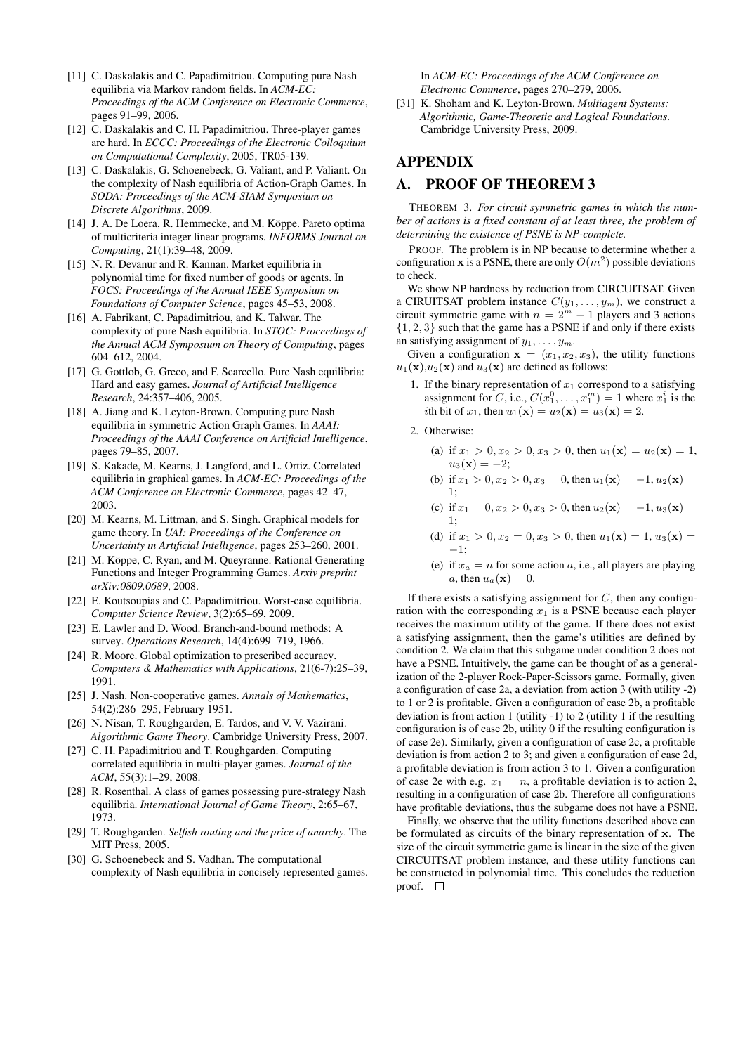[11] C. Daskalakis and C. Papadimitriou. Computing pure Nash equilibria via Markov random fields. In *ACM-EC: Proceedings of the ACM Conference on Electronic Commerce*, pages 91–99, 2006.

[12] C. Daskalakis and C. H. Papadimitriou. Three-player games are hard. In *ECCC: Proceedings of the Electronic Colloquium on Computational Complexity*, 2005, TR05-139.

[13] C. Daskalakis, G. Schoenebeck, G. Valiant, and P. Valiant. On the complexity of Nash equilibria of Action-Graph Games. In *SODA: Proceedings of the ACM-SIAM Symposium on Discrete Algorithms*, 2009.

[14] J. A. De Loera, R. Hemmecke, and M. Köppe. Pareto optima of multicriteria integer linear programs. *INFORMS Journal on Computing*, 21(1):39–48, 2009.

[15] N. R. Devanur and R. Kannan. Market equilibria in polynomial time for fixed number of goods or agents. In *FOCS: Proceedings of the Annual IEEE Symposium on Foundations of Computer Science*, pages 45–53, 2008.

[16] A. Fabrikant, C. Papadimitriou, and K. Talwar. The complexity of pure Nash equilibria. In *STOC: Proceedings of the Annual ACM Symposium on Theory of Computing*, pages 604–612, 2004.

[17] G. Gottlob, G. Greco, and F. Scarcello. Pure Nash equilibria: Hard and easy games. *Journal of Artificial Intelligence Research*, 24:357–406, 2005.

[18] A. Jiang and K. Leyton-Brown. Computing pure Nash equilibria in symmetric Action Graph Games. In *AAAI: Proceedings of the AAAI Conference on Artificial Intelligence*, pages 79–85, 2007.

[19] S. Kakade, M. Kearns, J. Langford, and L. Ortiz. Correlated equilibria in graphical games. In *ACM-EC: Proceedings of the ACM Conference on Electronic Commerce*, pages 42–47, 2003.

[20] M. Kearns, M. Littman, and S. Singh. Graphical models for game theory. In *UAI: Proceedings of the Conference on Uncertainty in Artificial Intelligence*, pages 253–260, 2001.

[21] M. Köppe, C. Ryan, and M. Queyranne. Rational Generating Functions and Integer Programming Games. *Arxiv preprint arXiv:0809.0689*, 2008.

[22] E. Koutsoupias and C. Papadimitriou. Worst-case equilibria. *Computer Science Review*, 3(2):65–69, 2009.

[23] E. Lawler and D. Wood. Branch-and-bound methods: A survey. *Operations Research*, 14(4):699–719, 1966.

[24] R. Moore. Global optimization to prescribed accuracy. *Computers & Mathematics with Applications*, 21(6-7):25–39, 1991.

[25] J. Nash. Non-cooperative games. *Annals of Mathematics*, 54(2):286–295, February 1951.

[26] N. Nisan, T. Roughgarden, E. Tardos, and V. V. Vazirani. *Algorithmic Game Theory*. Cambridge University Press, 2007.

[27] C. H. Papadimitriou and T. Roughgarden. Computing correlated equilibria in multi-player games. *Journal of the ACM*, 55(3):1–29, 2008.

[28] R. Rosenthal. A class of games possessing pure-strategy Nash equilibria. *International Journal of Game Theory*, 2:65–67, 1973.

[29] T. Roughgarden. *Selfish routing and the price of anarchy*. The MIT Press, 2005.

[30] G. Schoenebeck and S. Vadhan. The computational complexity of Nash equilibria in concisely represented games. In *ACM-EC: Proceedings of the ACM Conference on Electronic Commerce*, pages 270–279, 2006.

[31] K. Shoham and K. Leyton-Brown. *Multiagent Systems: Algorithmic, Game-Theoretic and Logical Foundations*. Cambridge University Press, 2009.

# APPENDIX

## A. PROOF OF THEOREM 3

THEOREM 3. *For circuit symmetric games in which the number of actions is a fixed constant of at least three, the problem of determining the existence of PSNE is NP-complete.*

PROOF. The problem is in NP because to determine whether a configuration $\mathbf{x}$ is a PSNE, there are only $O(m^2)$ possible deviations to check.

We show NP hardness by reduction from CIRCUITSAT. Given a CIRUITSAT problem instance $C(y_1, \ldots, y_m)$, we construct a circuit symmetric game with $n = 2^m - 1$ players and 3 actions $\{1, 2, 3\}$ such that the game has a PSNE if and only if there exists an satisfying assignment of $y_1, \ldots, y_m$.

Given a configuration $\mathbf{x} = (x_1, x_2, x_3)$, the utility functions $u_1(\mathbf{x})$,$u_2(\mathbf{x})$ and $u_3(\mathbf{x})$ are defined as follows:

1. If the binary representation of $x_1$ correspond to a satisfying assignment for $C$, i.e., $C(x_1^0, \ldots, x_1^m) = 1$ where $x_1^i$ is the $i$th bit of $x_1$, then $u_1(\mathbf{x}) = u_2(\mathbf{x}) = u_3(\mathbf{x}) = 2$.
2. Otherwise:
   (a) if $x_1 > 0, x_2 > 0, x_3 > 0$, then $u_1(\mathbf{x}) = u_2(\mathbf{x}) = 1$, $u_3(\mathbf{x}) = -2$;
   (b) if $x_1 > 0, x_2 > 0, x_3 = 0$, then $u_1(\mathbf{x}) = -1, u_2(\mathbf{x}) = 1$;
   (c) if $x_1 = 0, x_2 > 0, x_3 > 0$, then $u_2(\mathbf{x}) = -1, u_3(\mathbf{x}) = 1$;
   (d) if $x_1 > 0, x_2 = 0, x_3 > 0$, then $u_1(\mathbf{x}) = 1$, $u_3(\mathbf{x}) = -1$;
   (e) if $x_a = n$ for some action $a$, i.e., all players are playing $a$, then $u_a(\mathbf{x}) = 0$.

If there exists a satisfying assignment for $C$, then any configuration with the corresponding $x_1$ is a PSNE because each player receives the maximum utility of the game. If there does not exist a satisfying assignment, then the game's utilities are defined by condition 2. We claim that this subgame under condition 2 does not have a PSNE. Intuitively, the game can be thought of as a generalization of the 2-player Rock-Paper-Scissors game. Formally, given a configuration of case 2a, a deviation from action 3 (with utility -2) to 1 or 2 is profitable. Given a configuration of case 2b, a profitable deviation is from action 1 (utility -1) to 2 (utility 1 if the resulting configuration is of case 2b, utility 0 if the resulting configuration is of case 2e). Similarly, given a configuration of case 2c, a profitable deviation is from action 2 to 3; and given a configuration of case 2d, a profitable deviation is from action 3 to 1. Given a configuration of case 2e with e.g. $x_1 = n$, a profitable deviation is to action 2, resulting in a configuration of case 2b. Therefore all configurations have profitable deviations, thus the subgame does not have a PSNE.

Finally, we observe that the utility functions described above can be formulated as circuits of the binary representation of $\mathbf{x}$. The size of the circuit symmetric game is linear in the size of the given CIRCUITSAT problem instance, and these utility functions can be constructed in polynomial time. This concludes the reduction proof. □